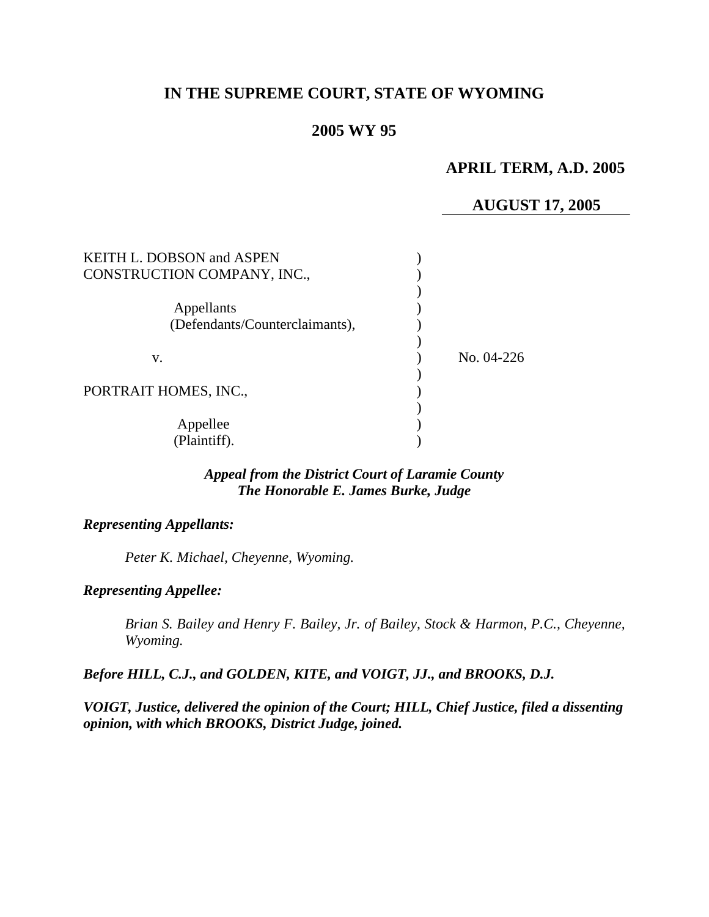# IN THE SUPREME COURT, STATE OF WYOMING

## 2005 WY 95

**APRIL TERM, A.D. 2005**

**AUGUST 17, 2005**

KEITH L. DOBSON and ASPEN CONSTRUCTION COMPANY, INC.,

Appellants (Defendants/Counterclaimants),

v.

PORTRAIT HOMES, INC.,

Appellee (Plaintiff).

No. 04-226

***Appeal from the District Court of Laramie County***
***The Honorable E. James Burke, Judge***

***Representing Appellants:***

*Peter K. Michael, Cheyenne, Wyoming.*

***Representing Appellee:***

*Brian S. Bailey and Henry F. Bailey, Jr. of Bailey, Stock & Harmon, P.C., Cheyenne, Wyoming.*

***Before HILL, C.J., and GOLDEN, KITE, and VOIGT, JJ., and BROOKS, D.J.***

***VOIGT, Justice, delivered the opinion of the Court; HILL, Chief Justice, filed a dissenting opinion, with which BROOKS, District Judge, joined.***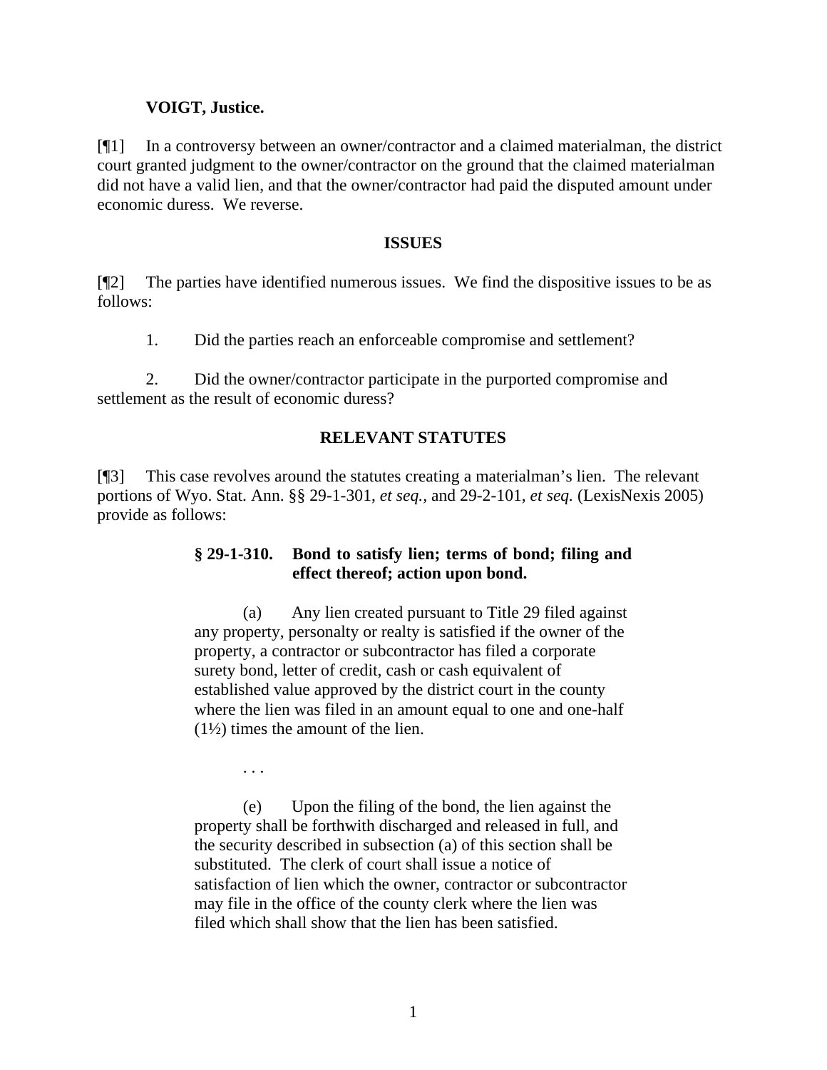**VOIGT, Justice.**

[¶1] In a controversy between an owner/contractor and a claimed materialman, the district court granted judgment to the owner/contractor on the ground that the claimed materialman did not have a valid lien, and that the owner/contractor had paid the disputed amount under economic duress. We reverse.

## ISSUES

[¶2] The parties have identified numerous issues. We find the dispositive issues to be as follows:

1. Did the parties reach an enforceable compromise and settlement?

2. Did the owner/contractor participate in the purported compromise and settlement as the result of economic duress?

## RELEVANT STATUTES

[¶3] This case revolves around the statutes creating a materialman's lien. The relevant portions of Wyo. Stat. Ann. §§ 29-1-301, *et seq.*, and 29-2-101, *et seq.* (LexisNexis 2005) provide as follows:

> **§ 29-1-310. Bond to satisfy lien; terms of bond; filing and effect thereof; action upon bond.**
>
> (a) Any lien created pursuant to Title 29 filed against any property, personalty or realty is satisfied if the owner of the property, a contractor or subcontractor has filed a corporate surety bond, letter of credit, cash or cash equivalent of established value approved by the district court in the county where the lien was filed in an amount equal to one and one-half (1½) times the amount of the lien.
>
> . . .
>
> (e) Upon the filing of the bond, the lien against the property shall be forthwith discharged and released in full, and the security described in subsection (a) of this section shall be substituted. The clerk of court shall issue a notice of satisfaction of lien which the owner, contractor or subcontractor may file in the office of the county clerk where the lien was filed which shall show that the lien has been satisfied.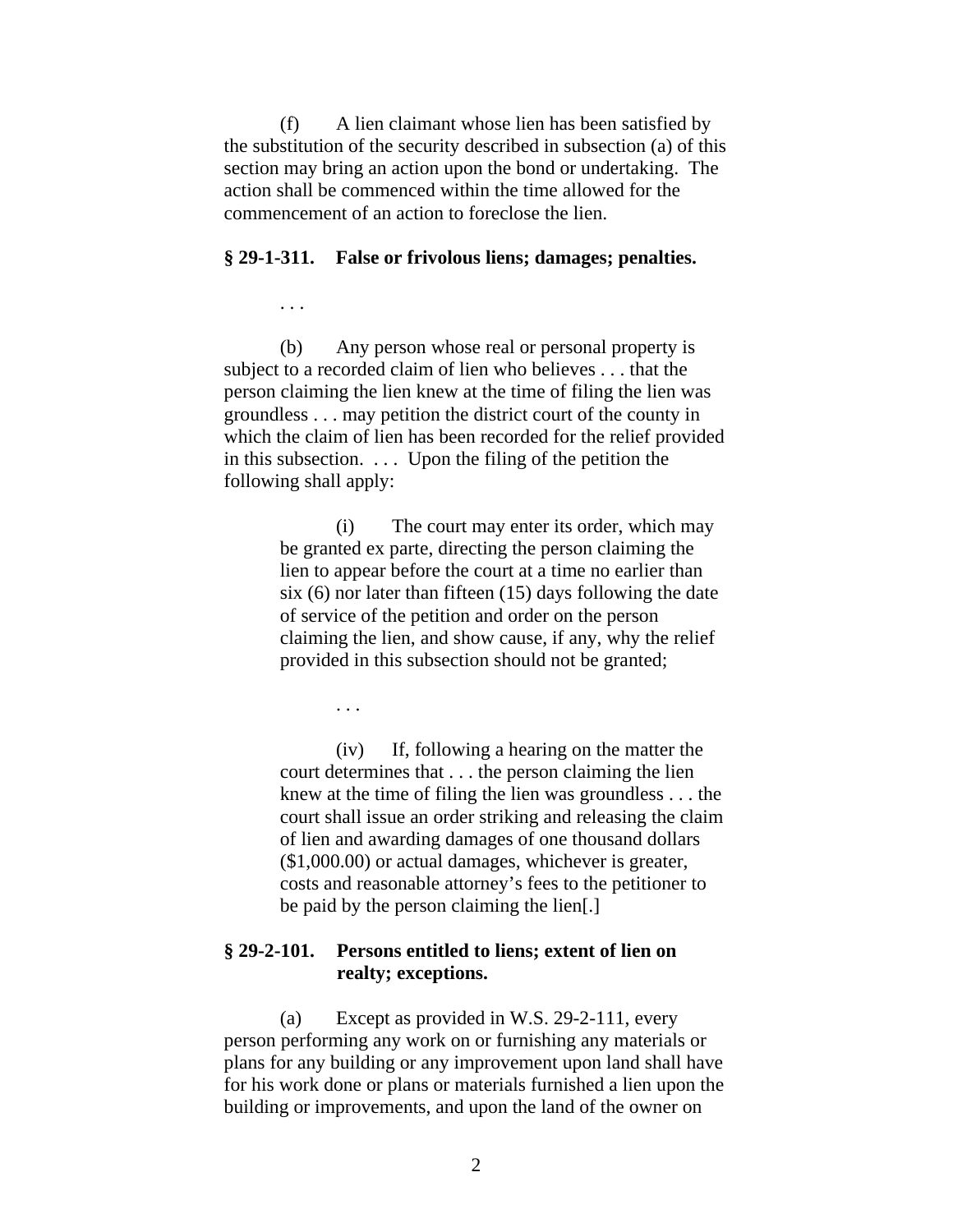(f) A lien claimant whose lien has been satisfied by the substitution of the security described in subsection (a) of this section may bring an action upon the bond or undertaking. The action shall be commenced within the time allowed for the commencement of an action to foreclose the lien.

**§ 29-1-311. False or frivolous liens; damages; penalties.**

. . .

(b) Any person whose real or personal property is subject to a recorded claim of lien who believes . . . that the person claiming the lien knew at the time of filing the lien was groundless . . . may petition the district court of the county in which the claim of lien has been recorded for the relief provided in this subsection. . . . Upon the filing of the petition the following shall apply:

> (i) The court may enter its order, which may be granted ex parte, directing the person claiming the lien to appear before the court at a time no earlier than six (6) nor later than fifteen (15) days following the date of service of the petition and order on the person claiming the lien, and show cause, if any, why the relief provided in this subsection should not be granted;
>
> . . .
>
> (iv) If, following a hearing on the matter the court determines that . . . the person claiming the lien knew at the time of filing the lien was groundless . . . the court shall issue an order striking and releasing the claim of lien and awarding damages of one thousand dollars ($1,000.00) or actual damages, whichever is greater, costs and reasonable attorney's fees to the petitioner to be paid by the person claiming the lien[.]

**§ 29-2-101. Persons entitled to liens; extent of lien on realty; exceptions.**

(a) Except as provided in W.S. 29-2-111, every person performing any work on or furnishing any materials or plans for any building or any improvement upon land shall have for his work done or plans or materials furnished a lien upon the building or improvements, and upon the land of the owner on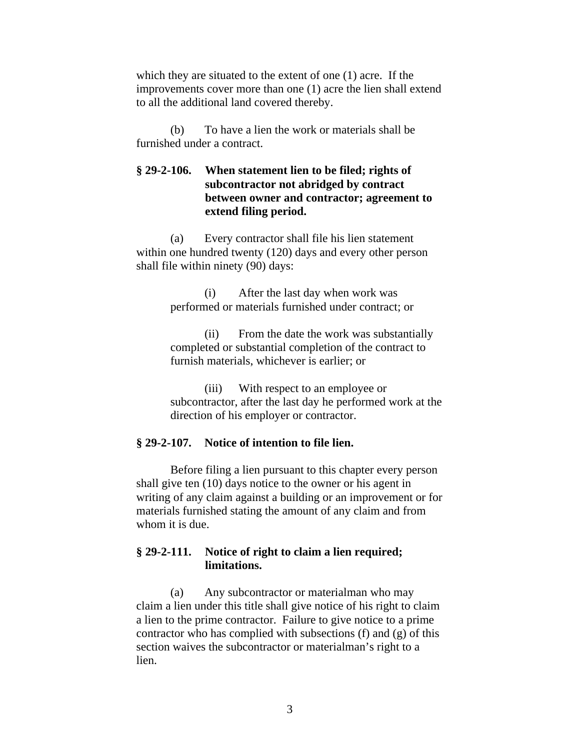which they are situated to the extent of one (1) acre. If the improvements cover more than one (1) acre the lien shall extend to all the additional land covered thereby.

(b) To have a lien the work or materials shall be furnished under a contract.

**§ 29-2-106. When statement lien to be filed; rights of subcontractor not abridged by contract between owner and contractor; agreement to extend filing period.**

(a) Every contractor shall file his lien statement within one hundred twenty (120) days and every other person shall file within ninety (90) days:

(i) After the last day when work was performed or materials furnished under contract; or

(ii) From the date the work was substantially completed or substantial completion of the contract to furnish materials, whichever is earlier; or

(iii) With respect to an employee or subcontractor, after the last day he performed work at the direction of his employer or contractor.

**§ 29-2-107. Notice of intention to file lien.**

Before filing a lien pursuant to this chapter every person shall give ten (10) days notice to the owner or his agent in writing of any claim against a building or an improvement or for materials furnished stating the amount of any claim and from whom it is due.

**§ 29-2-111. Notice of right to claim a lien required; limitations.**

(a) Any subcontractor or materialman who may claim a lien under this title shall give notice of his right to claim a lien to the prime contractor. Failure to give notice to a prime contractor who has complied with subsections (f) and (g) of this section waives the subcontractor or materialman's right to a lien.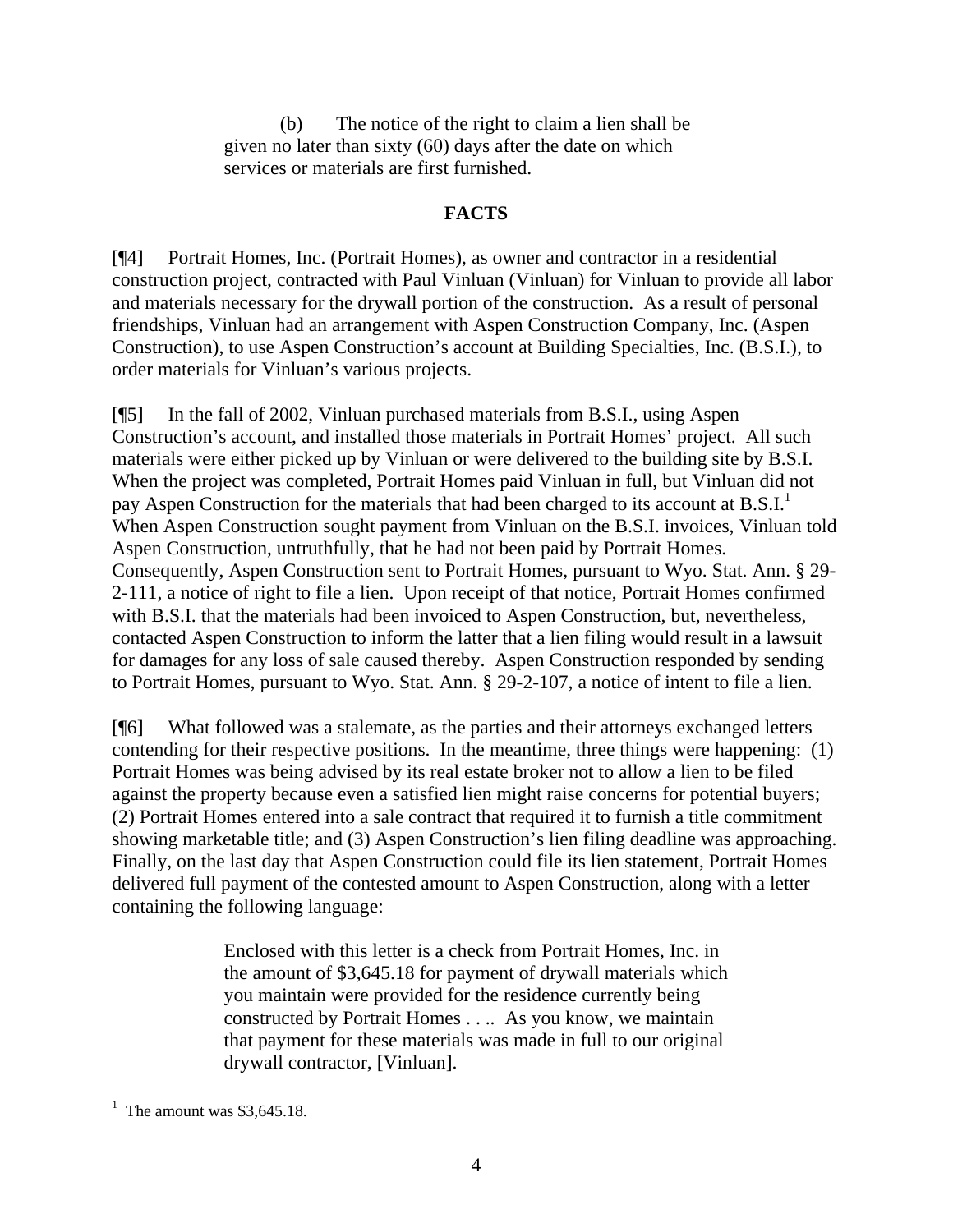> (b) The notice of the right to claim a lien shall be given no later than sixty (60) days after the date on which services or materials are first furnished.

## FACTS

[¶4] Portrait Homes, Inc. (Portrait Homes), as owner and contractor in a residential construction project, contracted with Paul Vinluan (Vinluan) for Vinluan to provide all labor and materials necessary for the drywall portion of the construction. As a result of personal friendships, Vinluan had an arrangement with Aspen Construction Company, Inc. (Aspen Construction), to use Aspen Construction's account at Building Specialties, Inc. (B.S.I.), to order materials for Vinluan's various projects.

[¶5] In the fall of 2002, Vinluan purchased materials from B.S.I., using Aspen Construction's account, and installed those materials in Portrait Homes' project. All such materials were either picked up by Vinluan or were delivered to the building site by B.S.I. When the project was completed, Portrait Homes paid Vinluan in full, but Vinluan did not pay Aspen Construction for the materials that had been charged to its account at B.S.I.[1] When Aspen Construction sought payment from Vinluan on the B.S.I. invoices, Vinluan told Aspen Construction, untruthfully, that he had not been paid by Portrait Homes. Consequently, Aspen Construction sent to Portrait Homes, pursuant to Wyo. Stat. Ann. § 29-2-111, a notice of right to file a lien. Upon receipt of that notice, Portrait Homes confirmed with B.S.I. that the materials had been invoiced to Aspen Construction, but, nevertheless, contacted Aspen Construction to inform the latter that a lien filing would result in a lawsuit for damages for any loss of sale caused thereby. Aspen Construction responded by sending to Portrait Homes, pursuant to Wyo. Stat. Ann. § 29-2-107, a notice of intent to file a lien.

[¶6] What followed was a stalemate, as the parties and their attorneys exchanged letters contending for their respective positions. In the meantime, three things were happening: (1) Portrait Homes was being advised by its real estate broker not to allow a lien to be filed against the property because even a satisfied lien might raise concerns for potential buyers; (2) Portrait Homes entered into a sale contract that required it to furnish a title commitment showing marketable title; and (3) Aspen Construction's lien filing deadline was approaching. Finally, on the last day that Aspen Construction could file its lien statement, Portrait Homes delivered full payment of the contested amount to Aspen Construction, along with a letter containing the following language:

> Enclosed with this letter is a check from Portrait Homes, Inc. in the amount of $3,645.18 for payment of drywall materials which you maintain were provided for the residence currently being constructed by Portrait Homes . . .. As you know, we maintain that payment for these materials was made in full to our original drywall contractor, [Vinluan].

---

[1] The amount was $3,645.18.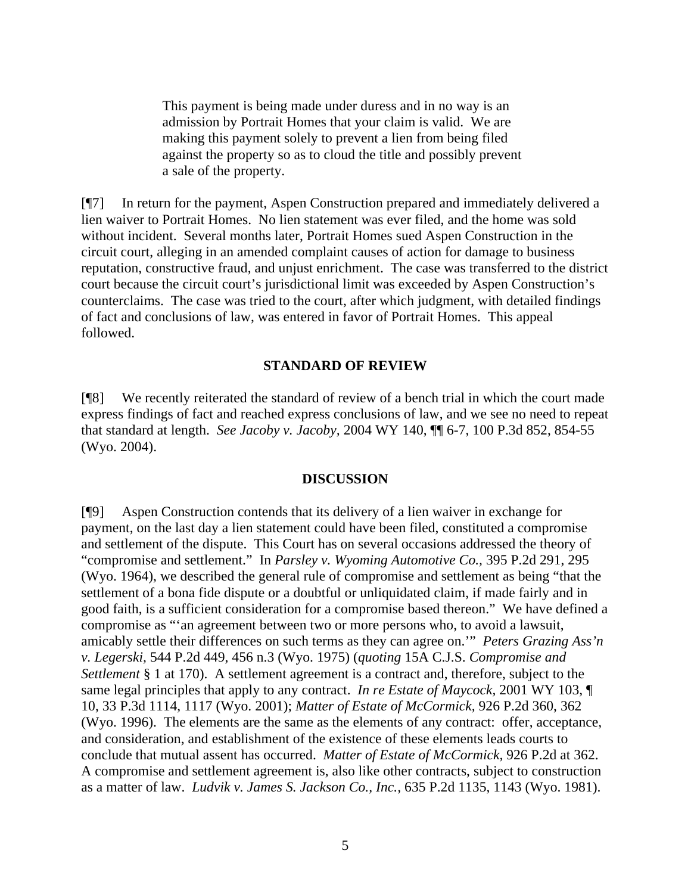> This payment is being made under duress and in no way is an admission by Portrait Homes that your claim is valid. We are making this payment solely to prevent a lien from being filed against the property so as to cloud the title and possibly prevent a sale of the property.

[¶7] In return for the payment, Aspen Construction prepared and immediately delivered a lien waiver to Portrait Homes. No lien statement was ever filed, and the home was sold without incident. Several months later, Portrait Homes sued Aspen Construction in the circuit court, alleging in an amended complaint causes of action for damage to business reputation, constructive fraud, and unjust enrichment. The case was transferred to the district court because the circuit court's jurisdictional limit was exceeded by Aspen Construction's counterclaims. The case was tried to the court, after which judgment, with detailed findings of fact and conclusions of law, was entered in favor of Portrait Homes. This appeal followed.

## STANDARD OF REVIEW

[¶8] We recently reiterated the standard of review of a bench trial in which the court made express findings of fact and reached express conclusions of law, and we see no need to repeat that standard at length. *See Jacoby v. Jacoby,* 2004 WY 140, ¶¶ 6-7, 100 P.3d 852, 854-55 (Wyo. 2004).

## DISCUSSION

[¶9] Aspen Construction contends that its delivery of a lien waiver in exchange for payment, on the last day a lien statement could have been filed, constituted a compromise and settlement of the dispute. This Court has on several occasions addressed the theory of "compromise and settlement." In *Parsley v. Wyoming Automotive Co.,* 395 P.2d 291, 295 (Wyo. 1964), we described the general rule of compromise and settlement as being "that the settlement of a bona fide dispute or a doubtful or unliquidated claim, if made fairly and in good faith, is a sufficient consideration for a compromise based thereon." We have defined a compromise as "'an agreement between two or more persons who, to avoid a lawsuit, amicably settle their differences on such terms as they can agree on.'" *Peters Grazing Ass'n v. Legerski,* 544 P.2d 449, 456 n.3 (Wyo. 1975) (*quoting* 15A C.J.S. *Compromise and Settlement* § 1 at 170). A settlement agreement is a contract and, therefore, subject to the same legal principles that apply to any contract. *In re Estate of Maycock,* 2001 WY 103, ¶ 10, 33 P.3d 1114, 1117 (Wyo. 2001); *Matter of Estate of McCormick,* 926 P.2d 360, 362 (Wyo. 1996). The elements are the same as the elements of any contract: offer, acceptance, and consideration, and establishment of the existence of these elements leads courts to conclude that mutual assent has occurred. *Matter of Estate of McCormick,* 926 P.2d at 362. A compromise and settlement agreement is, also like other contracts, subject to construction as a matter of law. *Ludvik v. James S. Jackson Co., Inc.,* 635 P.2d 1135, 1143 (Wyo. 1981).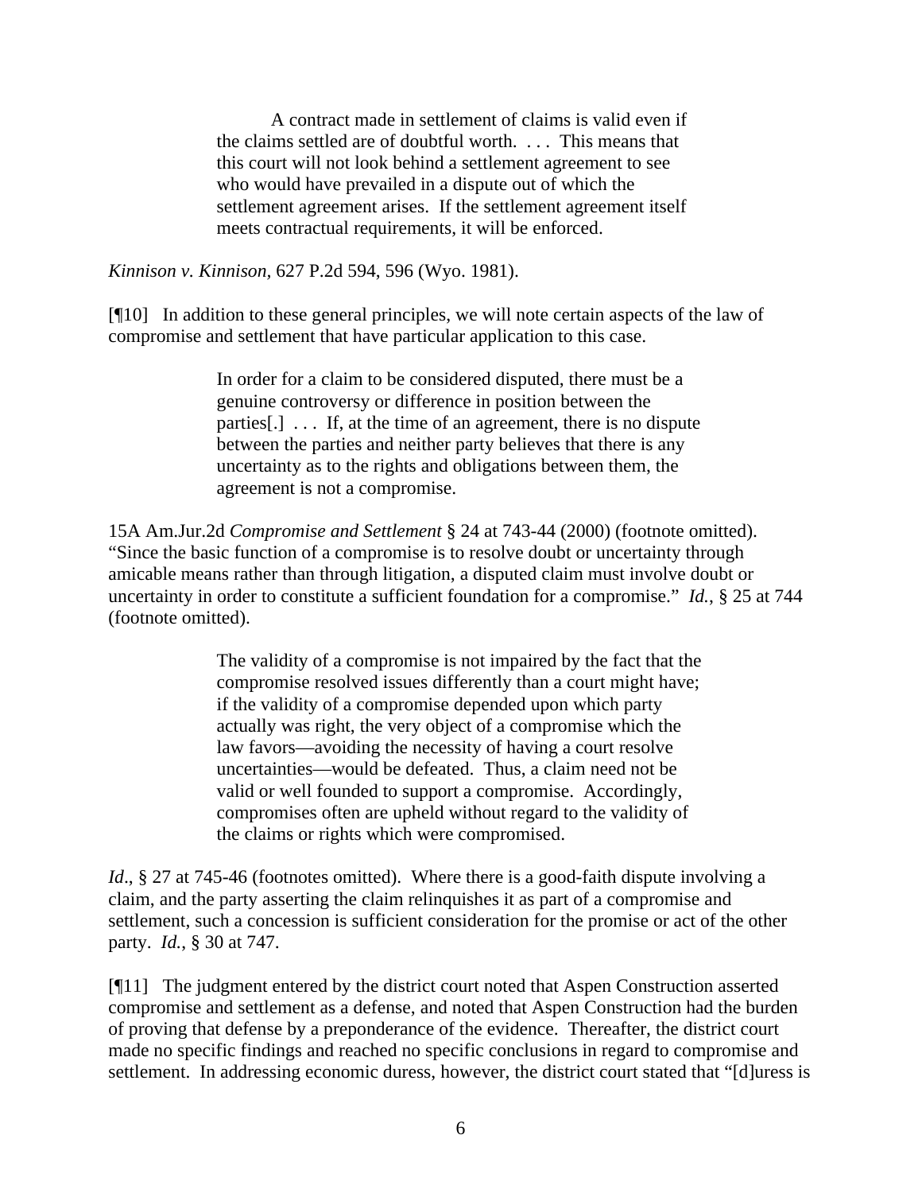> A contract made in settlement of claims is valid even if the claims settled are of doubtful worth. . . . This means that this court will not look behind a settlement agreement to see who would have prevailed in a dispute out of which the settlement agreement arises. If the settlement agreement itself meets contractual requirements, it will be enforced.

*Kinnison v. Kinnison*, 627 P.2d 594, 596 (Wyo. 1981).

[¶10] In addition to these general principles, we will note certain aspects of the law of compromise and settlement that have particular application to this case.

> In order for a claim to be considered disputed, there must be a genuine controversy or difference in position between the parties[.] . . . If, at the time of an agreement, there is no dispute between the parties and neither party believes that there is any uncertainty as to the rights and obligations between them, the agreement is not a compromise.

15A Am.Jur.2d *Compromise and Settlement* § 24 at 743-44 (2000) (footnote omitted). "Since the basic function of a compromise is to resolve doubt or uncertainty through amicable means rather than through litigation, a disputed claim must involve doubt or uncertainty in order to constitute a sufficient foundation for a compromise." *Id.*, § 25 at 744 (footnote omitted).

> The validity of a compromise is not impaired by the fact that the compromise resolved issues differently than a court might have; if the validity of a compromise depended upon which party actually was right, the very object of a compromise which the law favors—avoiding the necessity of having a court resolve uncertainties—would be defeated. Thus, a claim need not be valid or well founded to support a compromise. Accordingly, compromises often are upheld without regard to the validity of the claims or rights which were compromised.

*Id*., § 27 at 745-46 (footnotes omitted). Where there is a good-faith dispute involving a claim, and the party asserting the claim relinquishes it as part of a compromise and settlement, such a concession is sufficient consideration for the promise or act of the other party. *Id.*, § 30 at 747.

[¶11] The judgment entered by the district court noted that Aspen Construction asserted compromise and settlement as a defense, and noted that Aspen Construction had the burden of proving that defense by a preponderance of the evidence. Thereafter, the district court made no specific findings and reached no specific conclusions in regard to compromise and settlement. In addressing economic duress, however, the district court stated that "[d]uress is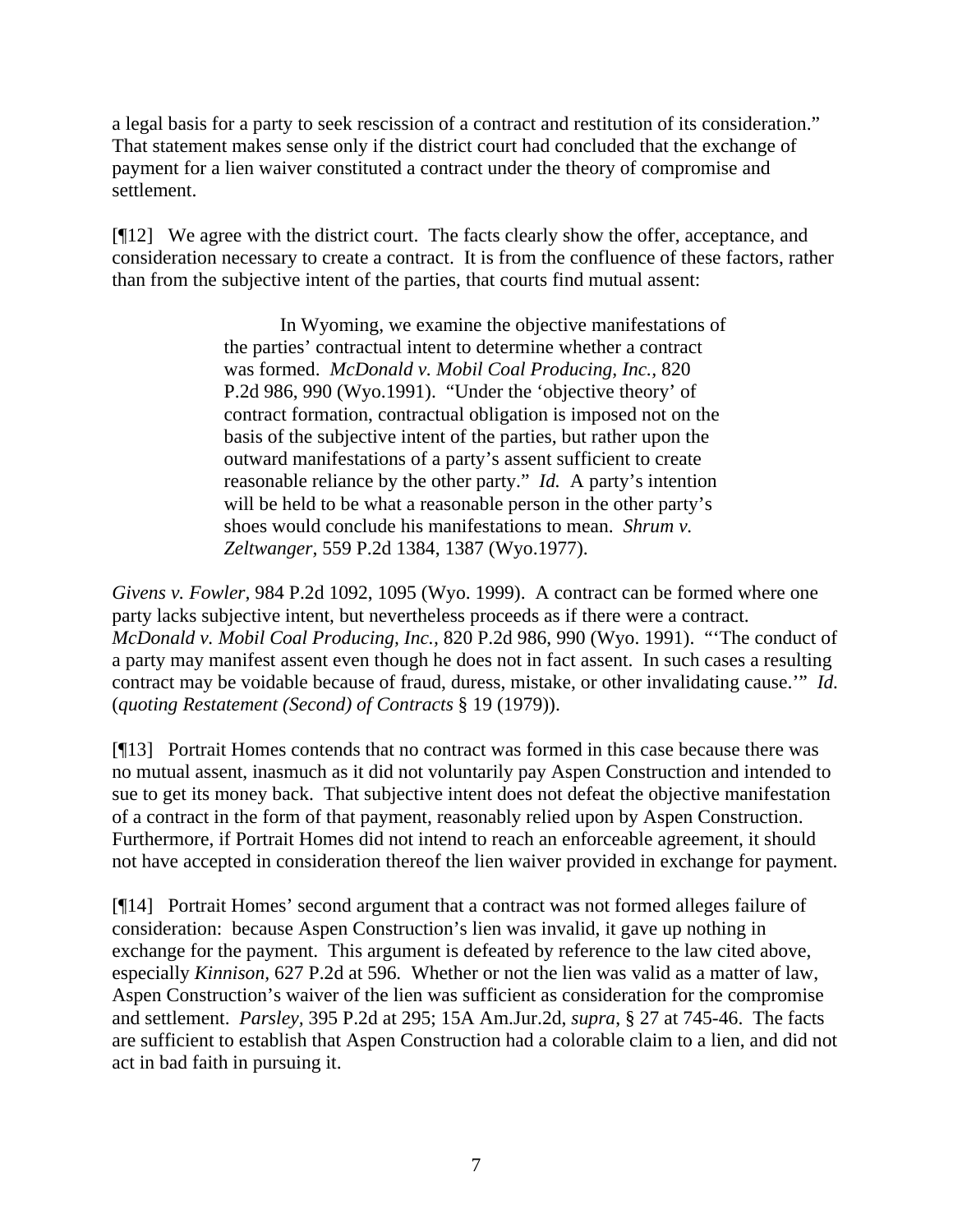a legal basis for a party to seek rescission of a contract and restitution of its consideration." That statement makes sense only if the district court had concluded that the exchange of payment for a lien waiver constituted a contract under the theory of compromise and settlement.

[¶12] We agree with the district court. The facts clearly show the offer, acceptance, and consideration necessary to create a contract. It is from the confluence of these factors, rather than from the subjective intent of the parties, that courts find mutual assent:

> In Wyoming, we examine the objective manifestations of the parties' contractual intent to determine whether a contract was formed. *McDonald v. Mobil Coal Producing, Inc.,* 820 P.2d 986, 990 (Wyo.1991). "Under the 'objective theory' of contract formation, contractual obligation is imposed not on the basis of the subjective intent of the parties, but rather upon the outward manifestations of a party's assent sufficient to create reasonable reliance by the other party." *Id.* A party's intention will be held to be what a reasonable person in the other party's shoes would conclude his manifestations to mean. *Shrum v. Zeltwanger,* 559 P.2d 1384, 1387 (Wyo.1977).

*Givens v. Fowler,* 984 P.2d 1092, 1095 (Wyo. 1999). A contract can be formed where one party lacks subjective intent, but nevertheless proceeds as if there were a contract. *McDonald v. Mobil Coal Producing, Inc.,* 820 P.2d 986, 990 (Wyo. 1991). "'The conduct of a party may manifest assent even though he does not in fact assent. In such cases a resulting contract may be voidable because of fraud, duress, mistake, or other invalidating cause.'" *Id.* (*quoting Restatement (Second) of Contracts* § 19 (1979)).

[¶13] Portrait Homes contends that no contract was formed in this case because there was no mutual assent, inasmuch as it did not voluntarily pay Aspen Construction and intended to sue to get its money back. That subjective intent does not defeat the objective manifestation of a contract in the form of that payment, reasonably relied upon by Aspen Construction. Furthermore, if Portrait Homes did not intend to reach an enforceable agreement, it should not have accepted in consideration thereof the lien waiver provided in exchange for payment.

[¶14] Portrait Homes' second argument that a contract was not formed alleges failure of consideration: because Aspen Construction's lien was invalid, it gave up nothing in exchange for the payment. This argument is defeated by reference to the law cited above, especially *Kinnison,* 627 P.2d at 596. Whether or not the lien was valid as a matter of law, Aspen Construction's waiver of the lien was sufficient as consideration for the compromise and settlement. *Parsley,* 395 P.2d at 295; 15A Am.Jur.2d, *supra*, § 27 at 745-46. The facts are sufficient to establish that Aspen Construction had a colorable claim to a lien, and did not act in bad faith in pursuing it.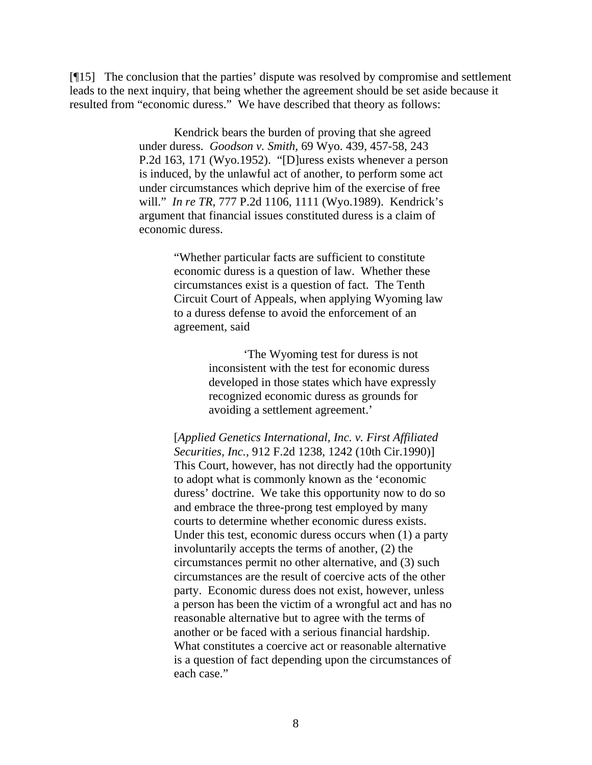[¶15] The conclusion that the parties' dispute was resolved by compromise and settlement leads to the next inquiry, that being whether the agreement should be set aside because it resulted from "economic duress." We have described that theory as follows:

> Kendrick bears the burden of proving that she agreed under duress. *Goodson v. Smith*, 69 Wyo. 439, 457-58, 243 P.2d 163, 171 (Wyo.1952). "[D]uress exists whenever a person is induced, by the unlawful act of another, to perform some act under circumstances which deprive him of the exercise of free will." *In re TR*, 777 P.2d 1106, 1111 (Wyo.1989). Kendrick's argument that financial issues constituted duress is a claim of economic duress.
>
> > "Whether particular facts are sufficient to constitute economic duress is a question of law. Whether these circumstances exist is a question of fact. The Tenth Circuit Court of Appeals, when applying Wyoming law to a duress defense to avoid the enforcement of an agreement, said
> >
> > > 'The Wyoming test for duress is not inconsistent with the test for economic duress developed in those states which have expressly recognized economic duress as grounds for avoiding a settlement agreement.'
> >
> > [*Applied Genetics International, Inc. v. First Affiliated Securities, Inc.*, 912 F.2d 1238, 1242 (10th Cir.1990)] This Court, however, has not directly had the opportunity to adopt what is commonly known as the 'economic duress' doctrine. We take this opportunity now to do so and embrace the three-prong test employed by many courts to determine whether economic duress exists. Under this test, economic duress occurs when (1) a party involuntarily accepts the terms of another, (2) the circumstances permit no other alternative, and (3) such circumstances are the result of coercive acts of the other party. Economic duress does not exist, however, unless a person has been the victim of a wrongful act and has no reasonable alternative but to agree with the terms of another or be faced with a serious financial hardship. What constitutes a coercive act or reasonable alternative is a question of fact depending upon the circumstances of each case."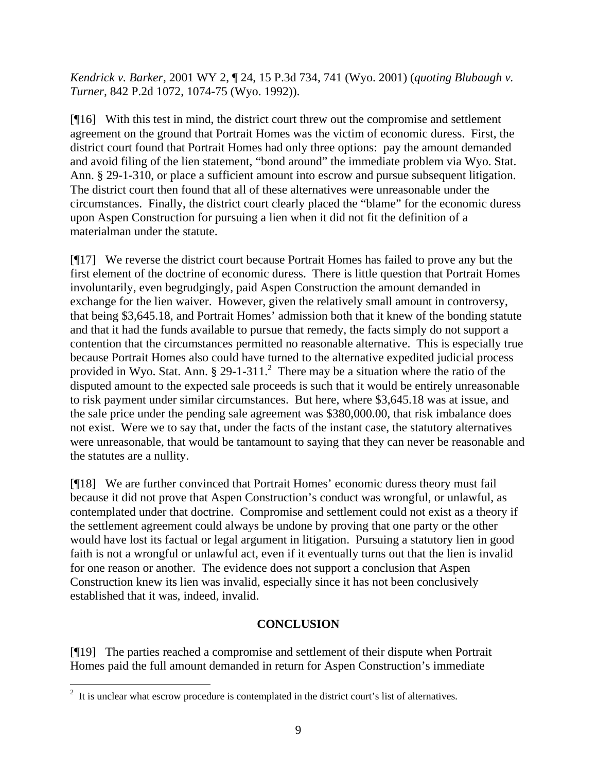*Kendrick v. Barker,* 2001 WY 2, ¶ 24, 15 P.3d 734, 741 (Wyo. 2001) (*quoting Blubaugh v. Turner,* 842 P.2d 1072, 1074-75 (Wyo. 1992)).

[¶16] With this test in mind, the district court threw out the compromise and settlement agreement on the ground that Portrait Homes was the victim of economic duress. First, the district court found that Portrait Homes had only three options: pay the amount demanded and avoid filing of the lien statement, "bond around" the immediate problem via Wyo. Stat. Ann. § 29-1-310, or place a sufficient amount into escrow and pursue subsequent litigation. The district court then found that all of these alternatives were unreasonable under the circumstances. Finally, the district court clearly placed the "blame" for the economic duress upon Aspen Construction for pursuing a lien when it did not fit the definition of a materialman under the statute.

[¶17] We reverse the district court because Portrait Homes has failed to prove any but the first element of the doctrine of economic duress. There is little question that Portrait Homes involuntarily, even begrudgingly, paid Aspen Construction the amount demanded in exchange for the lien waiver. However, given the relatively small amount in controversy, that being $3,645.18, and Portrait Homes' admission both that it knew of the bonding statute and that it had the funds available to pursue that remedy, the facts simply do not support a contention that the circumstances permitted no reasonable alternative. This is especially true because Portrait Homes also could have turned to the alternative expedited judicial process provided in Wyo. Stat. Ann. § 29-1-311.[2] There may be a situation where the ratio of the disputed amount to the expected sale proceeds is such that it would be entirely unreasonable to risk payment under similar circumstances. But here, where $3,645.18 was at issue, and the sale price under the pending sale agreement was $380,000.00, that risk imbalance does not exist. Were we to say that, under the facts of the instant case, the statutory alternatives were unreasonable, that would be tantamount to saying that they can never be reasonable and the statutes are a nullity.

[¶18] We are further convinced that Portrait Homes' economic duress theory must fail because it did not prove that Aspen Construction's conduct was wrongful, or unlawful, as contemplated under that doctrine. Compromise and settlement could not exist as a theory if the settlement agreement could always be undone by proving that one party or the other would have lost its factual or legal argument in litigation. Pursuing a statutory lien in good faith is not a wrongful or unlawful act, even if it eventually turns out that the lien is invalid for one reason or another. The evidence does not support a conclusion that Aspen Construction knew its lien was invalid, especially since it has not been conclusively established that it was, indeed, invalid.

## CONCLUSION

[¶19] The parties reached a compromise and settlement of their dispute when Portrait Homes paid the full amount demanded in return for Aspen Construction's immediate

---

[2] It is unclear what escrow procedure is contemplated in the district court's list of alternatives.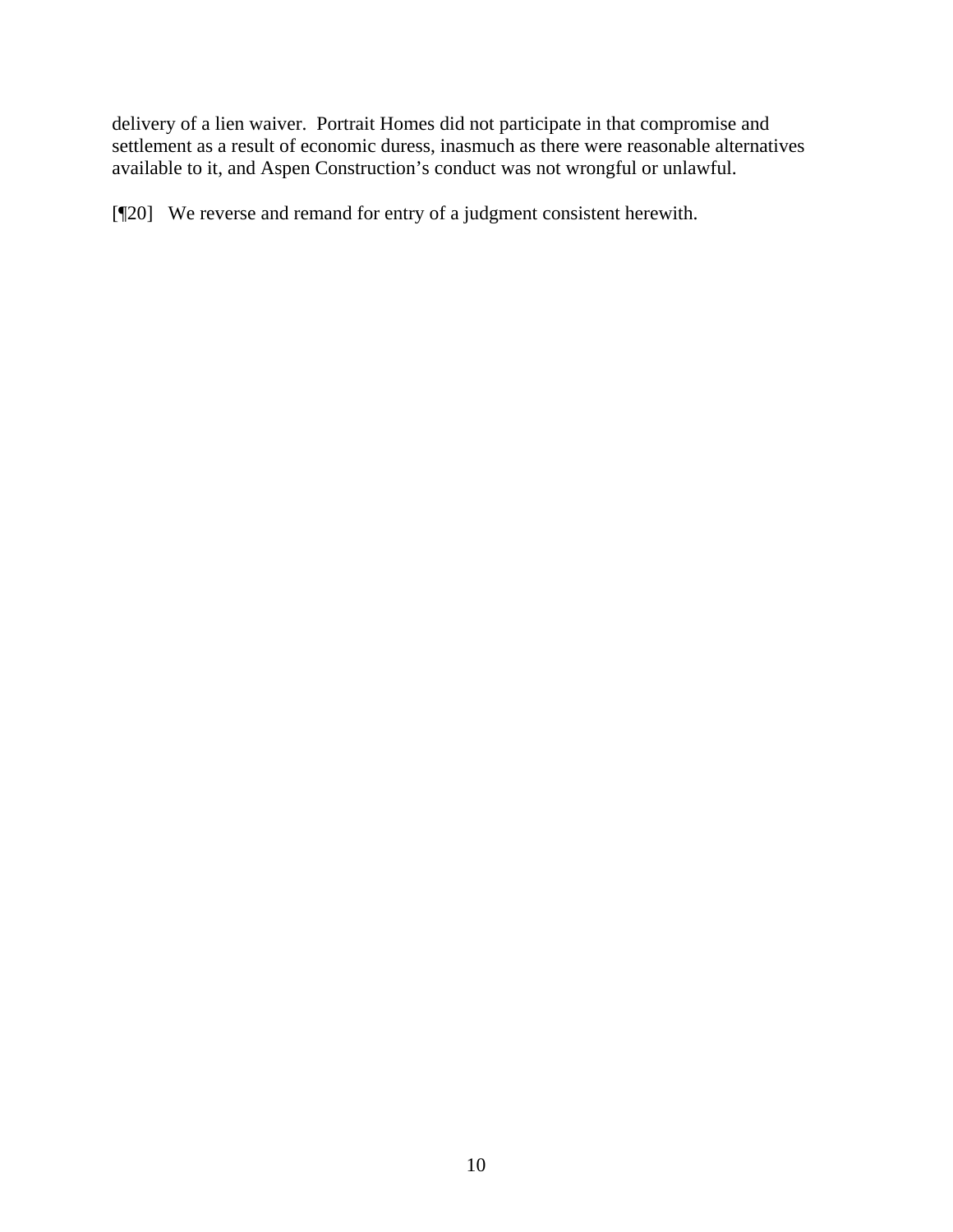delivery of a lien waiver. Portrait Homes did not participate in that compromise and settlement as a result of economic duress, inasmuch as there were reasonable alternatives available to it, and Aspen Construction's conduct was not wrongful or unlawful.

[¶20] We reverse and remand for entry of a judgment consistent herewith.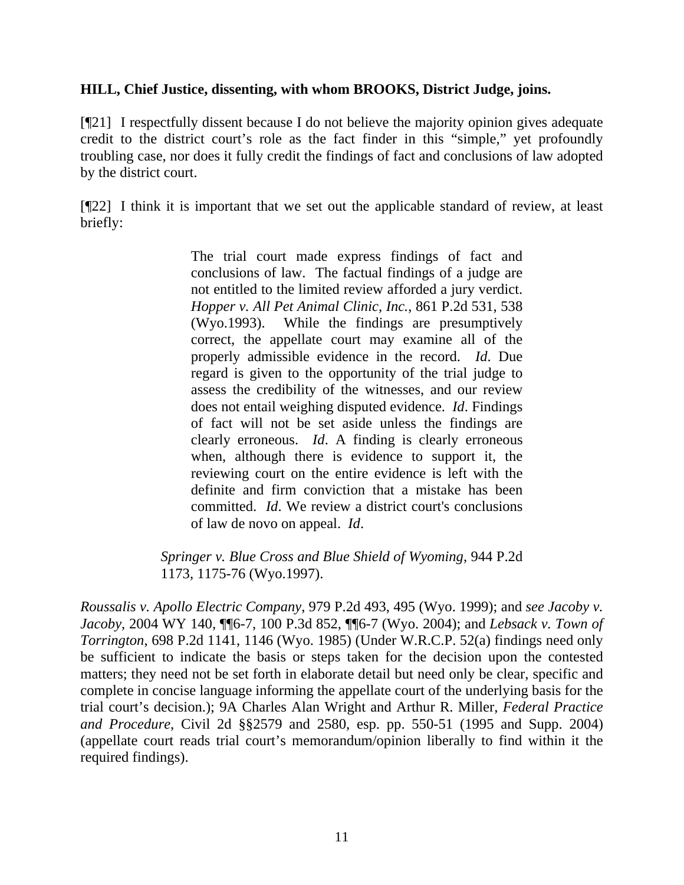**HILL, Chief Justice, dissenting, with whom BROOKS, District Judge, joins.**

[¶21] I respectfully dissent because I do not believe the majority opinion gives adequate credit to the district court's role as the fact finder in this "simple," yet profoundly troubling case, nor does it fully credit the findings of fact and conclusions of law adopted by the district court.

[¶22] I think it is important that we set out the applicable standard of review, at least briefly:

> The trial court made express findings of fact and conclusions of law. The factual findings of a judge are not entitled to the limited review afforded a jury verdict. *Hopper v. All Pet Animal Clinic, Inc.*, 861 P.2d 531, 538 (Wyo.1993). While the findings are presumptively correct, the appellate court may examine all of the properly admissible evidence in the record. *Id*. Due regard is given to the opportunity of the trial judge to assess the credibility of the witnesses, and our review does not entail weighing disputed evidence. *Id*. Findings of fact will not be set aside unless the findings are clearly erroneous. *Id*. A finding is clearly erroneous when, although there is evidence to support it, the reviewing court on the entire evidence is left with the definite and firm conviction that a mistake has been committed. *Id*. We review a district court's conclusions of law de novo on appeal. *Id*.
>
> *Springer v. Blue Cross and Blue Shield of Wyoming*, 944 P.2d 1173, 1175-76 (Wyo.1997).

*Roussalis v. Apollo Electric Company*, 979 P.2d 493, 495 (Wyo. 1999); and *see Jacoby v. Jacoby*, 2004 WY 140, ¶¶6-7, 100 P.3d 852, ¶¶6-7 (Wyo. 2004); and *Lebsack v. Town of Torrington*, 698 P.2d 1141, 1146 (Wyo. 1985) (Under W.R.C.P. 52(a) findings need only be sufficient to indicate the basis or steps taken for the decision upon the contested matters; they need not be set forth in elaborate detail but need only be clear, specific and complete in concise language informing the appellate court of the underlying basis for the trial court's decision.); 9A Charles Alan Wright and Arthur R. Miller, *Federal Practice and Procedure*, Civil 2d §§2579 and 2580, esp. pp. 550-51 (1995 and Supp. 2004) (appellate court reads trial court's memorandum/opinion liberally to find within it the required findings).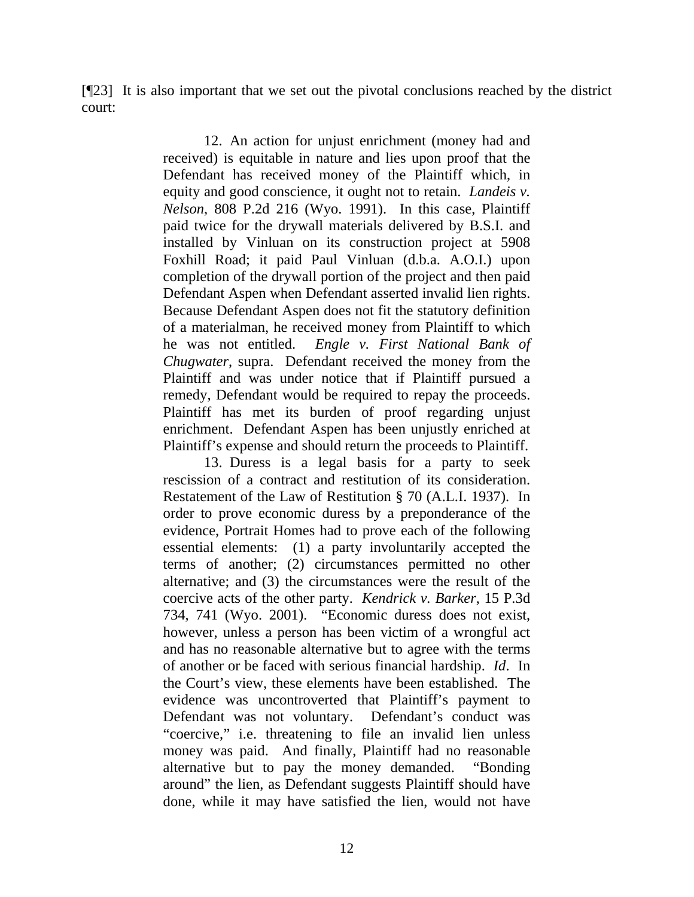[¶23] It is also important that we set out the pivotal conclusions reached by the district court:

> 12. An action for unjust enrichment (money had and received) is equitable in nature and lies upon proof that the Defendant has received money of the Plaintiff which, in equity and good conscience, it ought not to retain. *Landeis v. Nelson*, 808 P.2d 216 (Wyo. 1991). In this case, Plaintiff paid twice for the drywall materials delivered by B.S.I. and installed by Vinluan on its construction project at 5908 Foxhill Road; it paid Paul Vinluan (d.b.a. A.O.I.) upon completion of the drywall portion of the project and then paid Defendant Aspen when Defendant asserted invalid lien rights. Because Defendant Aspen does not fit the statutory definition of a materialman, he received money from Plaintiff to which he was not entitled. *Engle v. First National Bank of Chugwater*, supra. Defendant received the money from the Plaintiff and was under notice that if Plaintiff pursued a remedy, Defendant would be required to repay the proceeds. Plaintiff has met its burden of proof regarding unjust enrichment. Defendant Aspen has been unjustly enriched at Plaintiff's expense and should return the proceeds to Plaintiff.
>
> 13. Duress is a legal basis for a party to seek rescission of a contract and restitution of its consideration. Restatement of the Law of Restitution § 70 (A.L.I. 1937). In order to prove economic duress by a preponderance of the evidence, Portrait Homes had to prove each of the following essential elements: (1) a party involuntarily accepted the terms of another; (2) circumstances permitted no other alternative; and (3) the circumstances were the result of the coercive acts of the other party. *Kendrick v. Barker*, 15 P.3d 734, 741 (Wyo. 2001). "Economic duress does not exist, however, unless a person has been victim of a wrongful act and has no reasonable alternative but to agree with the terms of another or be faced with serious financial hardship. *Id*. In the Court's view, these elements have been established. The evidence was uncontroverted that Plaintiff's payment to Defendant was not voluntary. Defendant's conduct was "coercive," i.e. threatening to file an invalid lien unless money was paid. And finally, Plaintiff had no reasonable alternative but to pay the money demanded. "Bonding around" the lien, as Defendant suggests Plaintiff should have done, while it may have satisfied the lien, would not have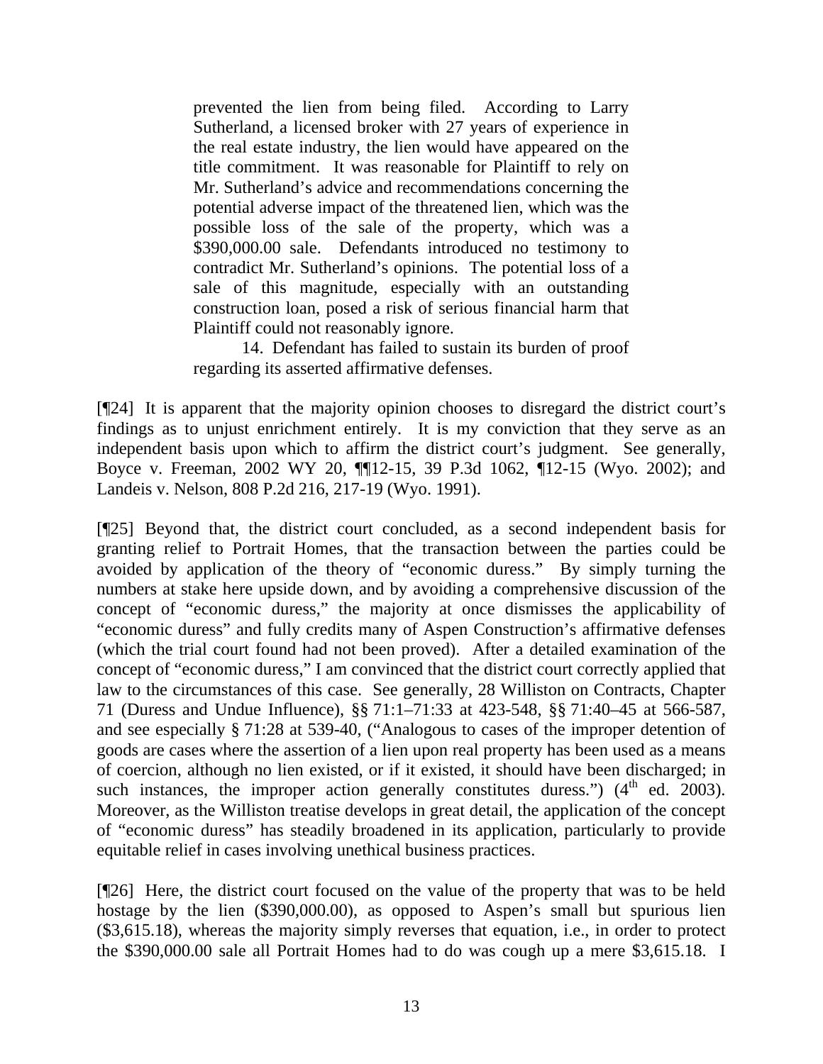> prevented the lien from being filed. According to Larry Sutherland, a licensed broker with 27 years of experience in the real estate industry, the lien would have appeared on the title commitment. It was reasonable for Plaintiff to rely on Mr. Sutherland's advice and recommendations concerning the potential adverse impact of the threatened lien, which was the possible loss of the sale of the property, which was a \$390,000.00 sale. Defendants introduced no testimony to contradict Mr. Sutherland's opinions. The potential loss of a sale of this magnitude, especially with an outstanding construction loan, posed a risk of serious financial harm that Plaintiff could not reasonably ignore.
>
> 14. Defendant has failed to sustain its burden of proof regarding its asserted affirmative defenses.

[¶24] It is apparent that the majority opinion chooses to disregard the district court's findings as to unjust enrichment entirely. It is my conviction that they serve as an independent basis upon which to affirm the district court's judgment. See generally, Boyce v. Freeman, 2002 WY 20, ¶¶12-15, 39 P.3d 1062, ¶12-15 (Wyo. 2002); and Landeis v. Nelson, 808 P.2d 216, 217-19 (Wyo. 1991).

[¶25] Beyond that, the district court concluded, as a second independent basis for granting relief to Portrait Homes, that the transaction between the parties could be avoided by application of the theory of "economic duress." By simply turning the numbers at stake here upside down, and by avoiding a comprehensive discussion of the concept of "economic duress," the majority at once dismisses the applicability of "economic duress" and fully credits many of Aspen Construction's affirmative defenses (which the trial court found had not been proved). After a detailed examination of the concept of "economic duress," I am convinced that the district court correctly applied that law to the circumstances of this case. See generally, 28 Williston on Contracts, Chapter 71 (Duress and Undue Influence), §§ 71:1–71:33 at 423-548, §§ 71:40–45 at 566-587, and see especially § 71:28 at 539-40, ("Analogous to cases of the improper detention of goods are cases where the assertion of a lien upon real property has been used as a means of coercion, although no lien existed, or if it existed, it should have been discharged; in such instances, the improper action generally constitutes duress.") (4th ed. 2003). Moreover, as the Williston treatise develops in great detail, the application of the concept of "economic duress" has steadily broadened in its application, particularly to provide equitable relief in cases involving unethical business practices.

[¶26] Here, the district court focused on the value of the property that was to be held hostage by the lien (\$390,000.00), as opposed to Aspen's small but spurious lien (\$3,615.18), whereas the majority simply reverses that equation, i.e., in order to protect the \$390,000.00 sale all Portrait Homes had to do was cough up a mere \$3,615.18. I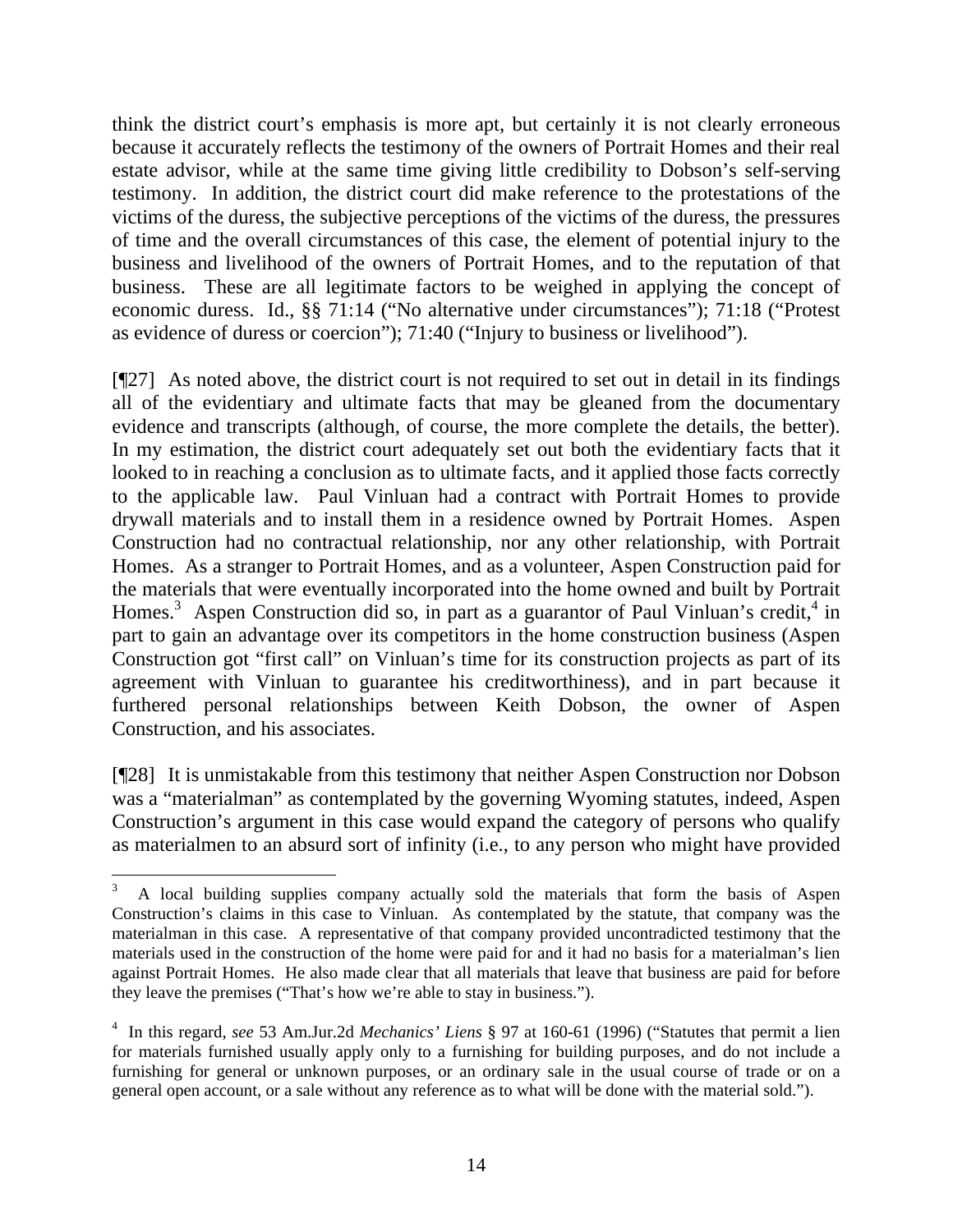think the district court's emphasis is more apt, but certainly it is not clearly erroneous because it accurately reflects the testimony of the owners of Portrait Homes and their real estate advisor, while at the same time giving little credibility to Dobson's self-serving testimony. In addition, the district court did make reference to the protestations of the victims of the duress, the subjective perceptions of the victims of the duress, the pressures of time and the overall circumstances of this case, the element of potential injury to the business and livelihood of the owners of Portrait Homes, and to the reputation of that business. These are all legitimate factors to be weighed in applying the concept of economic duress. Id., §§ 71:14 ("No alternative under circumstances"); 71:18 ("Protest as evidence of duress or coercion"); 71:40 ("Injury to business or livelihood").

[¶27] As noted above, the district court is not required to set out in detail in its findings all of the evidentiary and ultimate facts that may be gleaned from the documentary evidence and transcripts (although, of course, the more complete the details, the better). In my estimation, the district court adequately set out both the evidentiary facts that it looked to in reaching a conclusion as to ultimate facts, and it applied those facts correctly to the applicable law. Paul Vinluan had a contract with Portrait Homes to provide drywall materials and to install them in a residence owned by Portrait Homes. Aspen Construction had no contractual relationship, nor any other relationship, with Portrait Homes. As a stranger to Portrait Homes, and as a volunteer, Aspen Construction paid for the materials that were eventually incorporated into the home owned and built by Portrait Homes.[3] Aspen Construction did so, in part as a guarantor of Paul Vinluan's credit,[4] in part to gain an advantage over its competitors in the home construction business (Aspen Construction got "first call" on Vinluan's time for its construction projects as part of its agreement with Vinluan to guarantee his creditworthiness), and in part because it furthered personal relationships between Keith Dobson, the owner of Aspen Construction, and his associates.

[¶28] It is unmistakable from this testimony that neither Aspen Construction nor Dobson was a "materialman" as contemplated by the governing Wyoming statutes, indeed, Aspen Construction's argument in this case would expand the category of persons who qualify as materialmen to an absurd sort of infinity (i.e., to any person who might have provided

---

[3] A local building supplies company actually sold the materials that form the basis of Aspen Construction's claims in this case to Vinluan. As contemplated by the statute, that company was the materialman in this case. A representative of that company provided uncontradicted testimony that the materials used in the construction of the home were paid for and it had no basis for a materialman's lien against Portrait Homes. He also made clear that all materials that leave that business are paid for before they leave the premises ("That's how we're able to stay in business.").

[4] In this regard, *see* 53 Am.Jur.2d *Mechanics' Liens* § 97 at 160-61 (1996) ("Statutes that permit a lien for materials furnished usually apply only to a furnishing for building purposes, and do not include a furnishing for general or unknown purposes, or an ordinary sale in the usual course of trade or on a general open account, or a sale without any reference as to what will be done with the material sold.").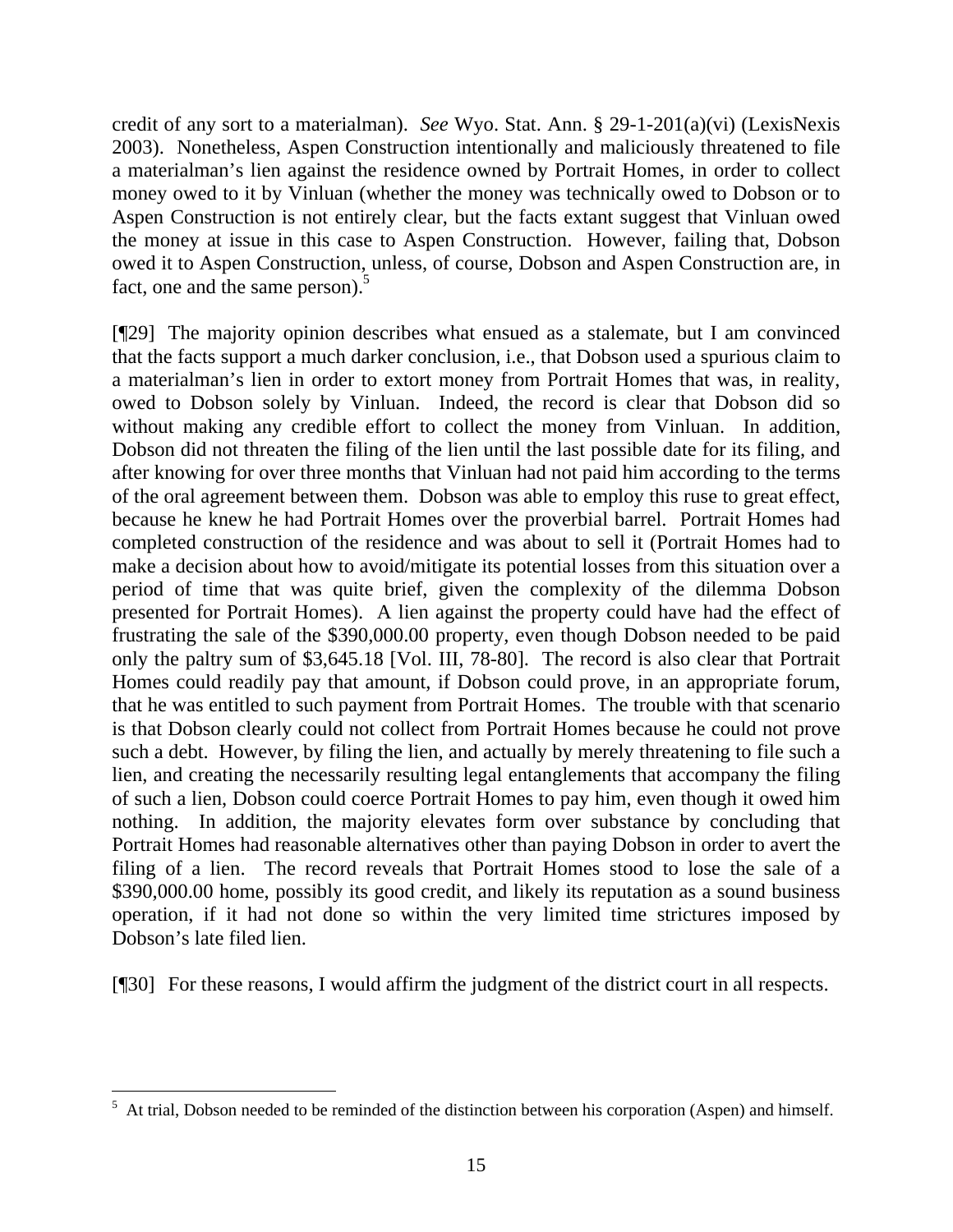credit of any sort to a materialman). *See* Wyo. Stat. Ann. § 29-1-201(a)(vi) (LexisNexis 2003). Nonetheless, Aspen Construction intentionally and maliciously threatened to file a materialman's lien against the residence owned by Portrait Homes, in order to collect money owed to it by Vinluan (whether the money was technically owed to Dobson or to Aspen Construction is not entirely clear, but the facts extant suggest that Vinluan owed the money at issue in this case to Aspen Construction. However, failing that, Dobson owed it to Aspen Construction, unless, of course, Dobson and Aspen Construction are, in fact, one and the same person).[5]

[¶29] The majority opinion describes what ensued as a stalemate, but I am convinced that the facts support a much darker conclusion, i.e., that Dobson used a spurious claim to a materialman's lien in order to extort money from Portrait Homes that was, in reality, owed to Dobson solely by Vinluan. Indeed, the record is clear that Dobson did so without making any credible effort to collect the money from Vinluan. In addition, Dobson did not threaten the filing of the lien until the last possible date for its filing, and after knowing for over three months that Vinluan had not paid him according to the terms of the oral agreement between them. Dobson was able to employ this ruse to great effect, because he knew he had Portrait Homes over the proverbial barrel. Portrait Homes had completed construction of the residence and was about to sell it (Portrait Homes had to make a decision about how to avoid/mitigate its potential losses from this situation over a period of time that was quite brief, given the complexity of the dilemma Dobson presented for Portrait Homes). A lien against the property could have had the effect of frustrating the sale of the $390,000.00 property, even though Dobson needed to be paid only the paltry sum of $3,645.18 [Vol. III, 78-80]. The record is also clear that Portrait Homes could readily pay that amount, if Dobson could prove, in an appropriate forum, that he was entitled to such payment from Portrait Homes. The trouble with that scenario is that Dobson clearly could not collect from Portrait Homes because he could not prove such a debt. However, by filing the lien, and actually by merely threatening to file such a lien, and creating the necessarily resulting legal entanglements that accompany the filing of such a lien, Dobson could coerce Portrait Homes to pay him, even though it owed him nothing. In addition, the majority elevates form over substance by concluding that Portrait Homes had reasonable alternatives other than paying Dobson in order to avert the filing of a lien. The record reveals that Portrait Homes stood to lose the sale of a $390,000.00 home, possibly its good credit, and likely its reputation as a sound business operation, if it had not done so within the very limited time strictures imposed by Dobson's late filed lien.

[¶30] For these reasons, I would affirm the judgment of the district court in all respects.

---

[5] At trial, Dobson needed to be reminded of the distinction between his corporation (Aspen) and himself.